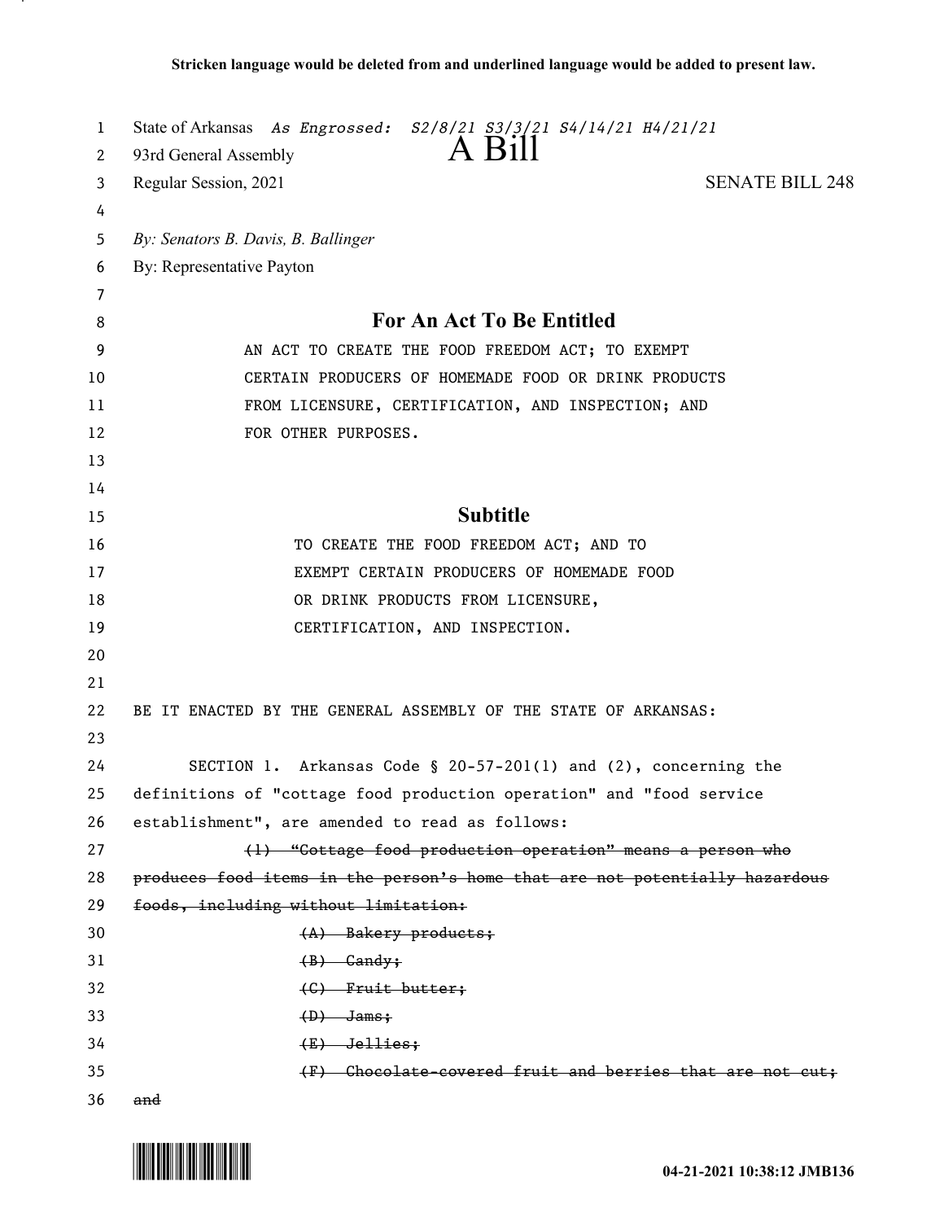**Stricken language would be deleted from and underlined language would be added to present law.**

State of Arkansas *As Engrossed: S2/8/21 S3/3/21 S4/14/21 H4/21/21*

93rd General Assembly

# A Bill

Regular Session, 2021 SENATE BILL 248

*By: Senators B. Davis, B. Ballinger*

By: Representative Payton

## For An Act To Be Entitled

AN ACT TO CREATE THE FOOD FREEDOM ACT; TO EXEMPT CERTAIN PRODUCERS OF HOMEMADE FOOD OR DRINK PRODUCTS FROM LICENSURE, CERTIFICATION, AND INSPECTION; AND FOR OTHER PURPOSES.

## Subtitle

TO CREATE THE FOOD FREEDOM ACT; AND TO EXEMPT CERTAIN PRODUCERS OF HOMEMADE FOOD OR DRINK PRODUCTS FROM LICENSURE, CERTIFICATION, AND INSPECTION.

BE IT ENACTED BY THE GENERAL ASSEMBLY OF THE STATE OF ARKANSAS:

SECTION 1. Arkansas Code § 20-57-201(1) and (2), concerning the definitions of "cottage food production operation" and "food service establishment", are amended to read as follows:

~~(1) "Cottage food production operation" means a person who produces food items in the person's home that are not potentially hazardous foods, including without limitation:~~

~~(A) Bakery products;~~

~~(B) Candy;~~

~~(C) Fruit butter;~~

~~(D) Jams;~~

~~(E) Jellies;~~

~~(F) Chocolate-covered fruit and berries that are not cut; and~~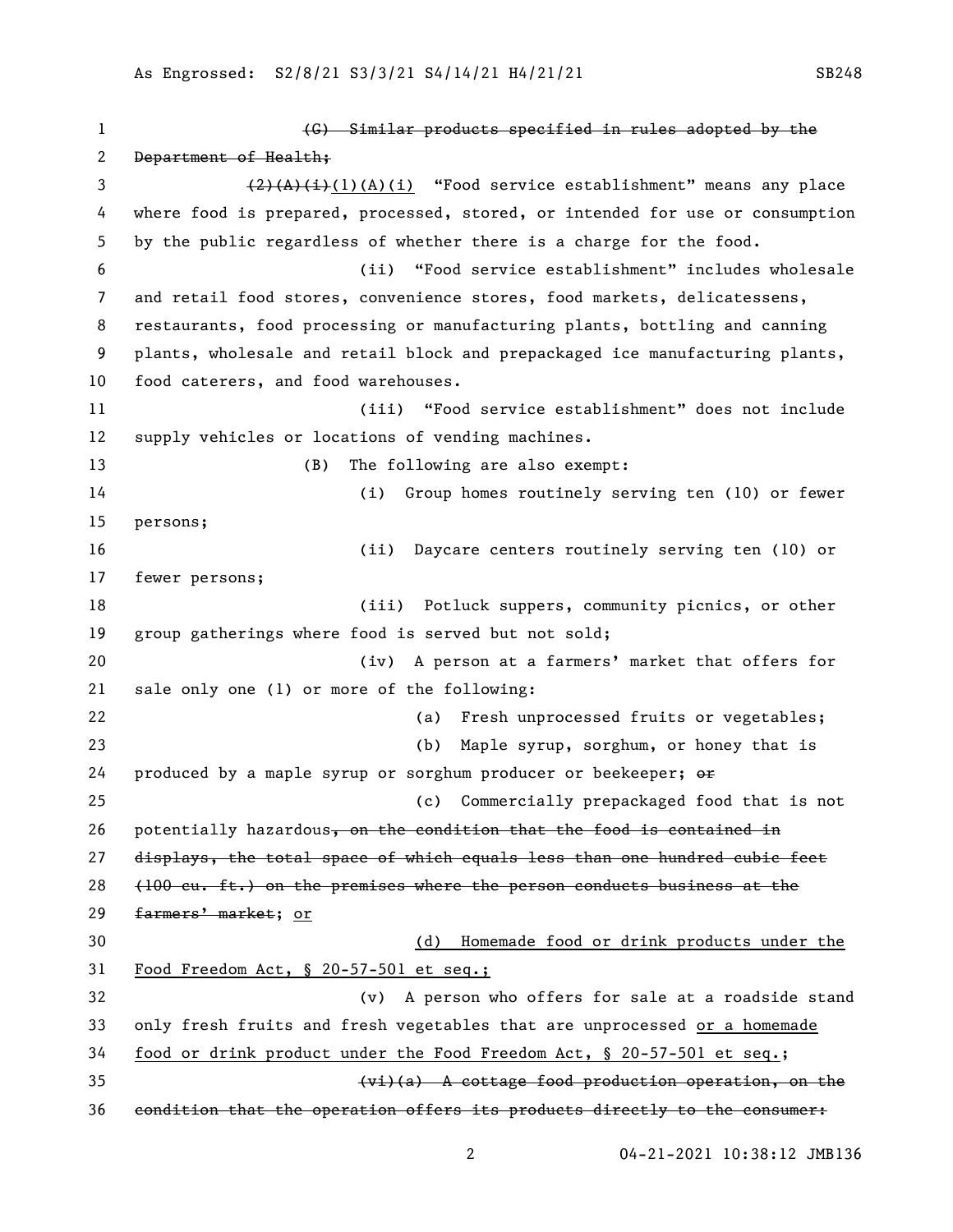~~(G) Similar products specified in rules adopted by the Department of Health;~~

~~(2)(A)(i)~~(1)(A)(i) "Food service establishment" means any place where food is prepared, processed, stored, or intended for use or consumption by the public regardless of whether there is a charge for the food.

(ii) "Food service establishment" includes wholesale and retail food stores, convenience stores, food markets, delicatessens, restaurants, food processing or manufacturing plants, bottling and canning plants, wholesale and retail block and prepackaged ice manufacturing plants, food caterers, and food warehouses.

(iii) "Food service establishment" does not include supply vehicles or locations of vending machines.

(B) The following are also exempt:

(i) Group homes routinely serving ten (10) or fewer persons;

(ii) Daycare centers routinely serving ten (10) or fewer persons;

(iii) Potluck suppers, community picnics, or other group gatherings where food is served but not sold;

(iv) A person at a farmers' market that offers for sale only one (1) or more of the following:

(a) Fresh unprocessed fruits or vegetables;

(b) Maple syrup, sorghum, or honey that is produced by a maple syrup or sorghum producer or beekeeper; ~~or~~

(c) Commercially prepackaged food that is not potentially hazardous~~, on the condition that the food is contained in displays, the total space of which equals less than one hundred cubic feet (100 cu. ft.) on the premises where the person conducts business at the farmers' market~~; <u>or</u>

<u>(d) Homemade food or drink products under the Food Freedom Act, § 20-57-501 et seq.;</u>

(v) A person who offers for sale at a roadside stand only fresh fruits and fresh vegetables that are unprocessed <u>or a homemade food or drink product under the Food Freedom Act, § 20-57-501 et seq.</u>;

~~(vi)(a) A cottage food production operation, on the condition that the operation offers its products directly to the consumer:~~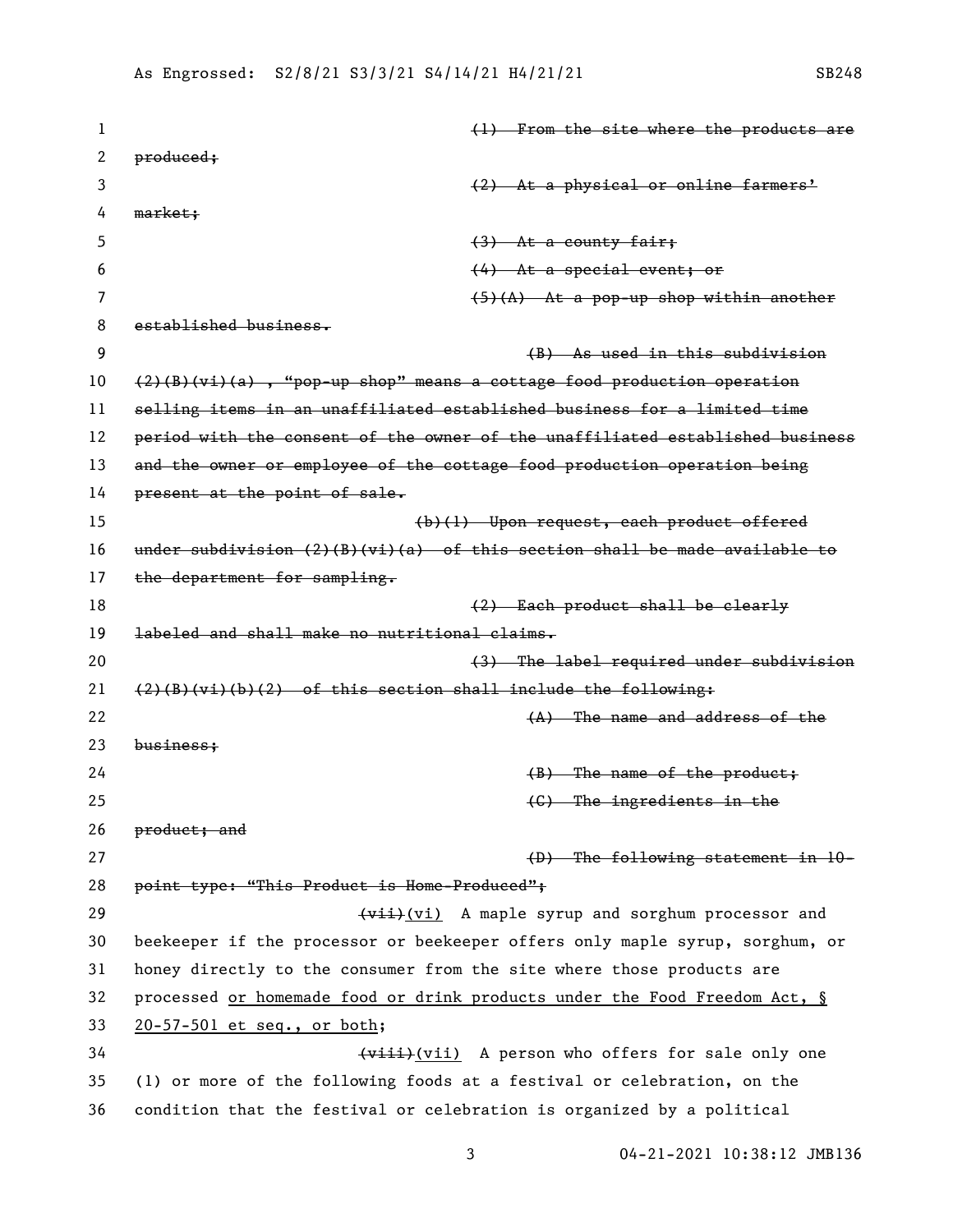~~(1) From the site where the products are produced;~~

~~(2) At a physical or online farmers' market;~~

~~(3) At a county fair;~~

~~(4) At a special event; or~~

~~(5)(A) At a pop-up shop within another established business.~~

~~(B) As used in this subdivision (2)(B)(vi)(a), "pop-up shop" means a cottage food production operation selling items in an unaffiliated established business for a limited time period with the consent of the owner of the unaffiliated established business and the owner or employee of the cottage food production operation being present at the point of sale.~~

~~(b)(1) Upon request, each product offered under subdivision (2)(B)(vi)(a) of this section shall be made available to the department for sampling.~~

~~(2) Each product shall be clearly labeled and shall make no nutritional claims.~~

~~(3) The label required under subdivision (2)(B)(vi)(b)(2) of this section shall include the following:~~

~~(A) The name and address of the business;~~

~~(B) The name of the product;~~

~~(C) The ingredients in the product; and~~

~~(D) The following statement in 10-point type: "This Product is Home-Produced";~~

~~(vii)~~(vi) A maple syrup and sorghum processor and beekeeper if the processor or beekeeper offers only maple syrup, sorghum, or honey directly to the consumer from the site where those products are processed <u>or homemade food or drink products under the Food Freedom Act, § 20-57-501 et seq., or both</u>;

~~(viii)~~(vii) A person who offers for sale only one (1) or more of the following foods at a festival or celebration, on the condition that the festival or celebration is organized by a political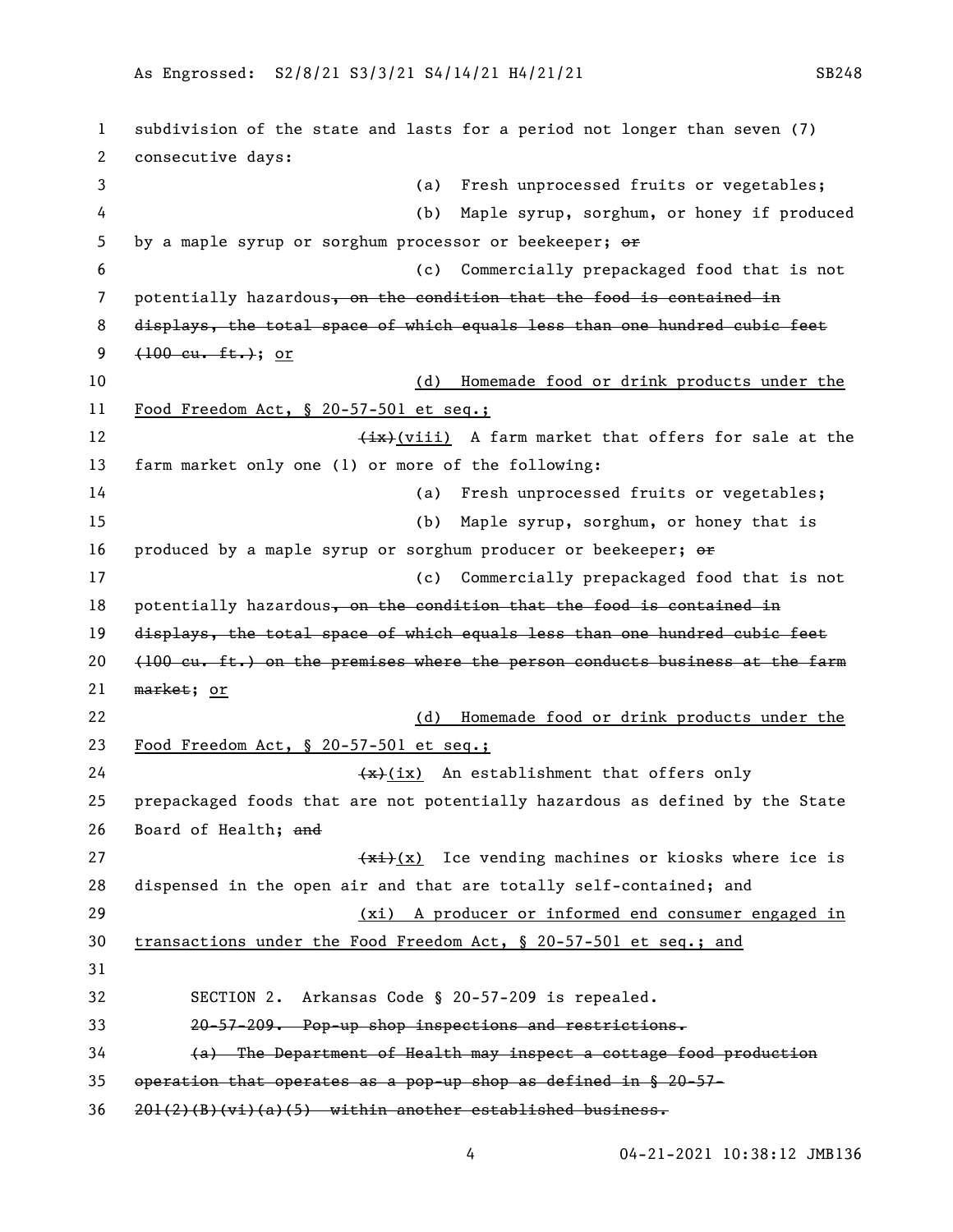subdivision of the state and lasts for a period not longer than seven (7) consecutive days:

(a) Fresh unprocessed fruits or vegetables;

(b) Maple syrup, sorghum, or honey if produced by a maple syrup or sorghum processor or beekeeper; ~~or~~

(c) Commercially prepackaged food that is not potentially hazardous~~, on the condition that the food is contained in displays, the total space of which equals less than one hundred cubic feet (100 cu. ft.)~~; or

(d) Homemade food or drink products under the Food Freedom Act, § 20-57-501 et seq.;

~~(ix)~~(viii) A farm market that offers for sale at the farm market only one (1) or more of the following:

(a) Fresh unprocessed fruits or vegetables;

(b) Maple syrup, sorghum, or honey that is produced by a maple syrup or sorghum producer or beekeeper; ~~or~~

(c) Commercially prepackaged food that is not potentially hazardous~~, on the condition that the food is contained in displays, the total space of which equals less than one hundred cubic feet (100 cu. ft.) on the premises where the person conducts business at the farm market~~; or

(d) Homemade food or drink products under the Food Freedom Act, § 20-57-501 et seq.;

~~(x)~~(ix) An establishment that offers only prepackaged foods that are not potentially hazardous as defined by the State Board of Health; ~~and~~

~~(xi)~~(x) Ice vending machines or kiosks where ice is dispensed in the open air and that are totally self-contained; and

(xi) A producer or informed end consumer engaged in transactions under the Food Freedom Act, § 20-57-501 et seq.; and

SECTION 2. Arkansas Code § 20-57-209 is repealed.

~~20-57-209. Pop-up shop inspections and restrictions.~~

~~(a) The Department of Health may inspect a cottage food production operation that operates as a pop-up shop as defined in § 20-57-201(2)(B)(vi)(a)(5) within another established business.~~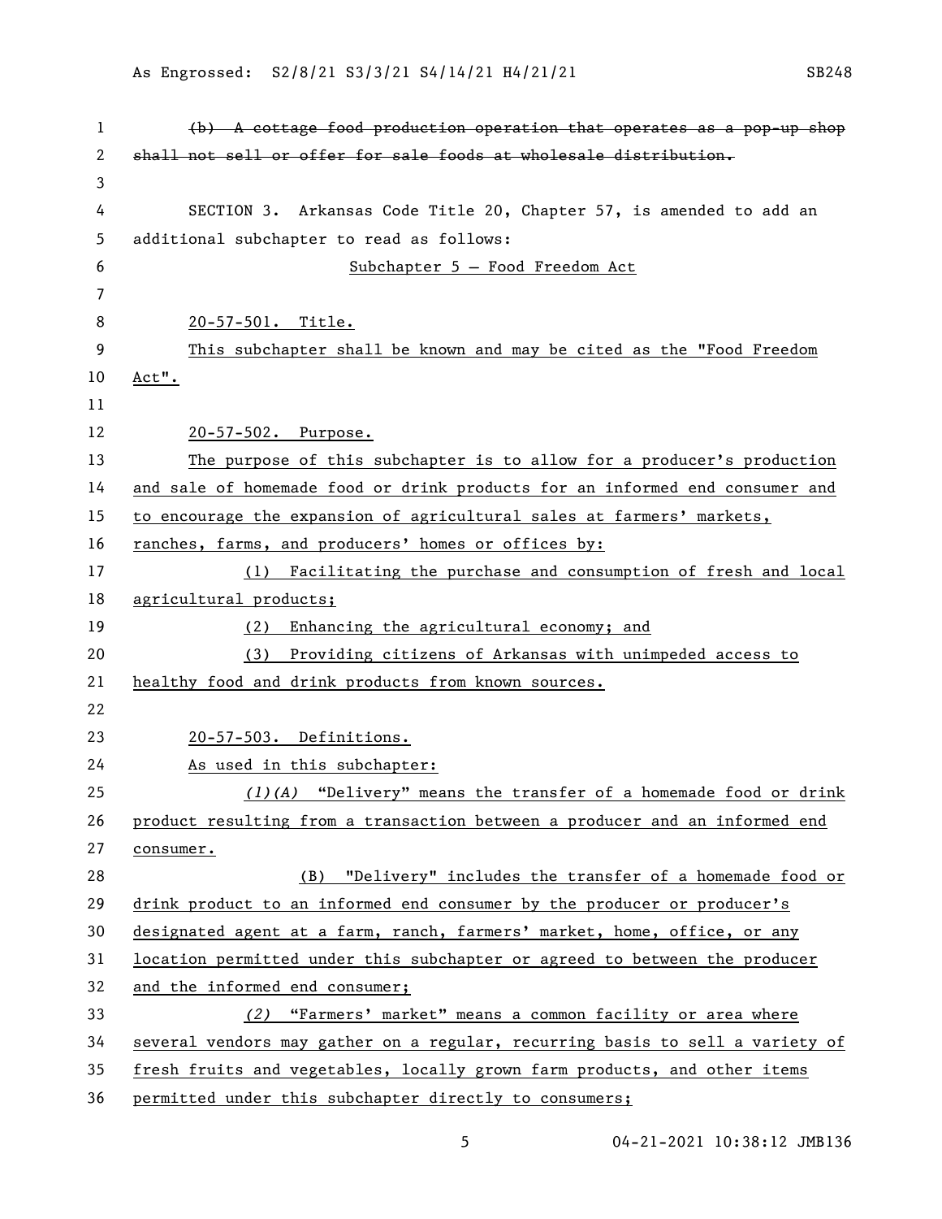~~(b) A cottage food production operation that operates as a pop-up shop shall not sell or offer for sale foods at wholesale distribution.~~

SECTION 3. Arkansas Code Title 20, Chapter 57, is amended to add an additional subchapter to read as follows:

<u>Subchapter 5 — Food Freedom Act</u>

<u>20-57-501. Title.</u>

<u>This subchapter shall be known and may be cited as the "Food Freedom Act".</u>

<u>20-57-502. Purpose.</u>

<u>The purpose of this subchapter is to allow for a producer's production and sale of homemade food or drink products for an informed end consumer and to encourage the expansion of agricultural sales at farmers' markets, ranches, farms, and producers' homes or offices by:</u>

<u>(1) Facilitating the purchase and consumption of fresh and local agricultural products;</u>

<u>(2) Enhancing the agricultural economy; and</u>

<u>(3) Providing citizens of Arkansas with unimpeded access to healthy food and drink products from known sources.</u>

<u>20-57-503. Definitions.</u>

<u>As used in this subchapter:</u>

<u>*(1)(A)* "Delivery" means the transfer of a homemade food or drink product resulting from a transaction between a producer and an informed end consumer.</u>

<u>(B) "Delivery" includes the transfer of a homemade food or drink product to an informed end consumer by the producer or producer's designated agent at a farm, ranch, farmers' market, home, office, or any location permitted under this subchapter or agreed to between the producer and the informed end consumer;</u>

<u>*(2)* "Farmers' market" means a common facility or area where several vendors may gather on a regular, recurring basis to sell a variety of fresh fruits and vegetables, locally grown farm products, and other items permitted under this subchapter directly to consumers;</u>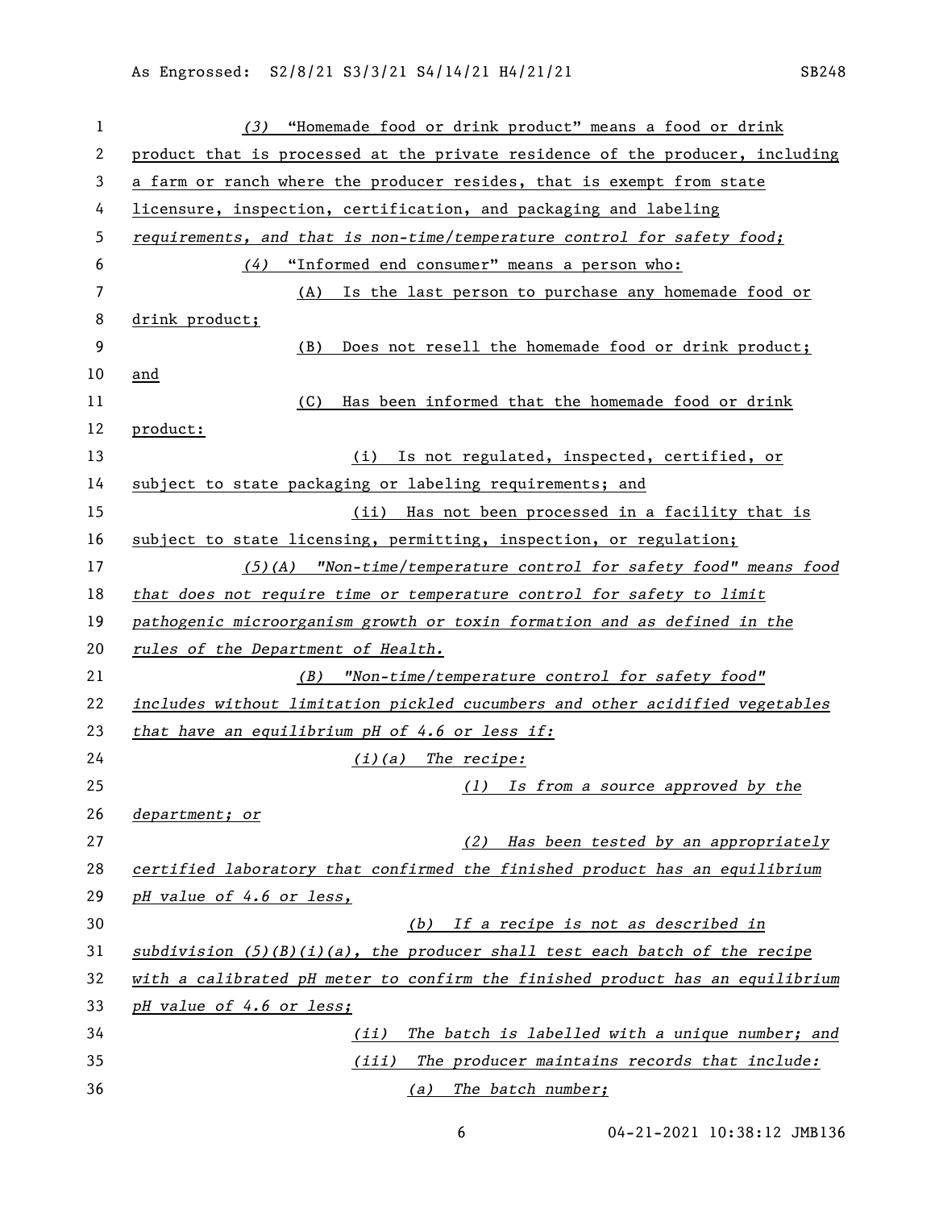(3) "Homemade food or drink product" means a food or drink product that is processed at the private residence of the producer, including a farm or ranch where the producer resides, that is exempt from state licensure, inspection, certification, and packaging and labeling *requirements, and that is non-time/temperature control for safety food;*

(4) "Informed end consumer" means a person who:

(A) Is the last person to purchase any homemade food or drink product;

(B) Does not resell the homemade food or drink product; and

(C) Has been informed that the homemade food or drink product:

(i) Is not regulated, inspected, certified, or subject to state packaging or labeling requirements; and

(ii) Has not been processed in a facility that is subject to state licensing, permitting, inspection, or regulation;

*(5)(A) "Non-time/temperature control for safety food" means food that does not require time or temperature control for safety to limit pathogenic microorganism growth or toxin formation and as defined in the rules of the Department of Health.*

*(B) "Non-time/temperature control for safety food" includes without limitation pickled cucumbers and other acidified vegetables that have an equilibrium pH of 4.6 or less if:*

*(i)(a) The recipe:*

*(1) Is from a source approved by the department; or*

*(2) Has been tested by an appropriately certified laboratory that confirmed the finished product has an equilibrium pH value of 4.6 or less,*

*(b) If a recipe is not as described in subdivision (5)(B)(i)(a), the producer shall test each batch of the recipe with a calibrated pH meter to confirm the finished product has an equilibrium pH value of 4.6 or less;*

*(ii) The batch is labelled with a unique number; and*

*(iii) The producer maintains records that include:*

*(a) The batch number;*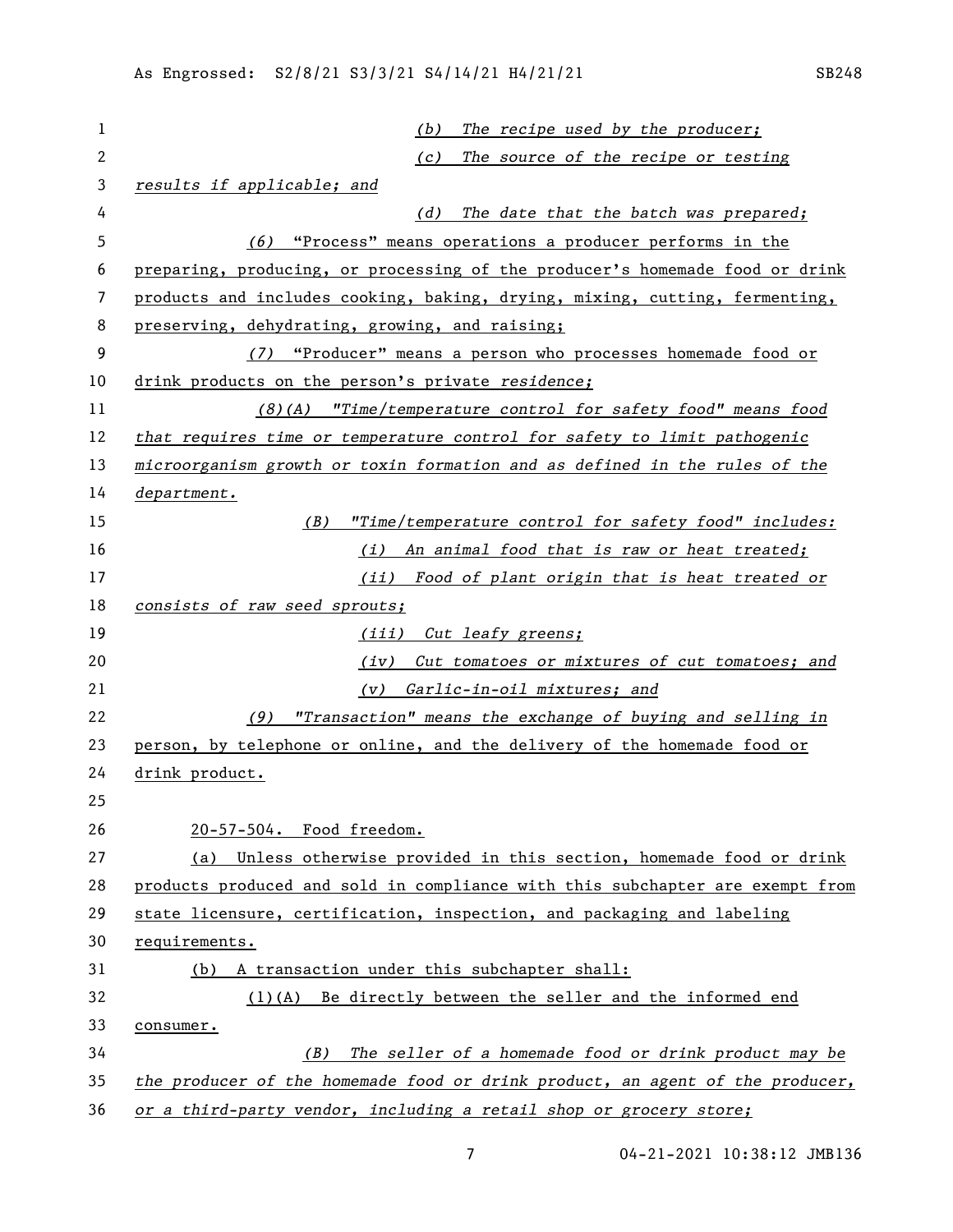(b) The recipe used by the producer;

(c) The source of the recipe or testing results if applicable; and

(d) The date that the batch was prepared;

(6) "Process" means operations a producer performs in the preparing, producing, or processing of the producer's homemade food or drink products and includes cooking, baking, drying, mixing, cutting, fermenting, preserving, dehydrating, growing, and raising;

(7) "Producer" means a person who processes homemade food or drink products on the person's private *residence;*

*(8)(A) "Time/temperature control for safety food" means food that requires time or temperature control for safety to limit pathogenic microorganism growth or toxin formation and as defined in the rules of the department.*

*(B) "Time/temperature control for safety food" includes:*

*(i) An animal food that is raw or heat treated;*

*(ii) Food of plant origin that is heat treated or consists of raw seed sprouts;*

*(iii) Cut leafy greens;*

*(iv) Cut tomatoes or mixtures of cut tomatoes; and*

*(v) Garlic-in-oil mixtures; and*

*(9) "Transaction" means the exchange of buying and selling in* person, by telephone or online, and the delivery of the homemade food or drink product.

20-57-504. Food freedom.

(a) Unless otherwise provided in this section, homemade food or drink products produced and sold in compliance with this subchapter are exempt from state licensure, certification, inspection, and packaging and labeling requirements.

(b) A transaction under this subchapter shall:

(1)(A) Be directly between the seller and the informed end consumer.

*(B) The seller of a homemade food or drink product may be the producer of the homemade food or drink product, an agent of the producer, or a third-party vendor, including a retail shop or grocery store;*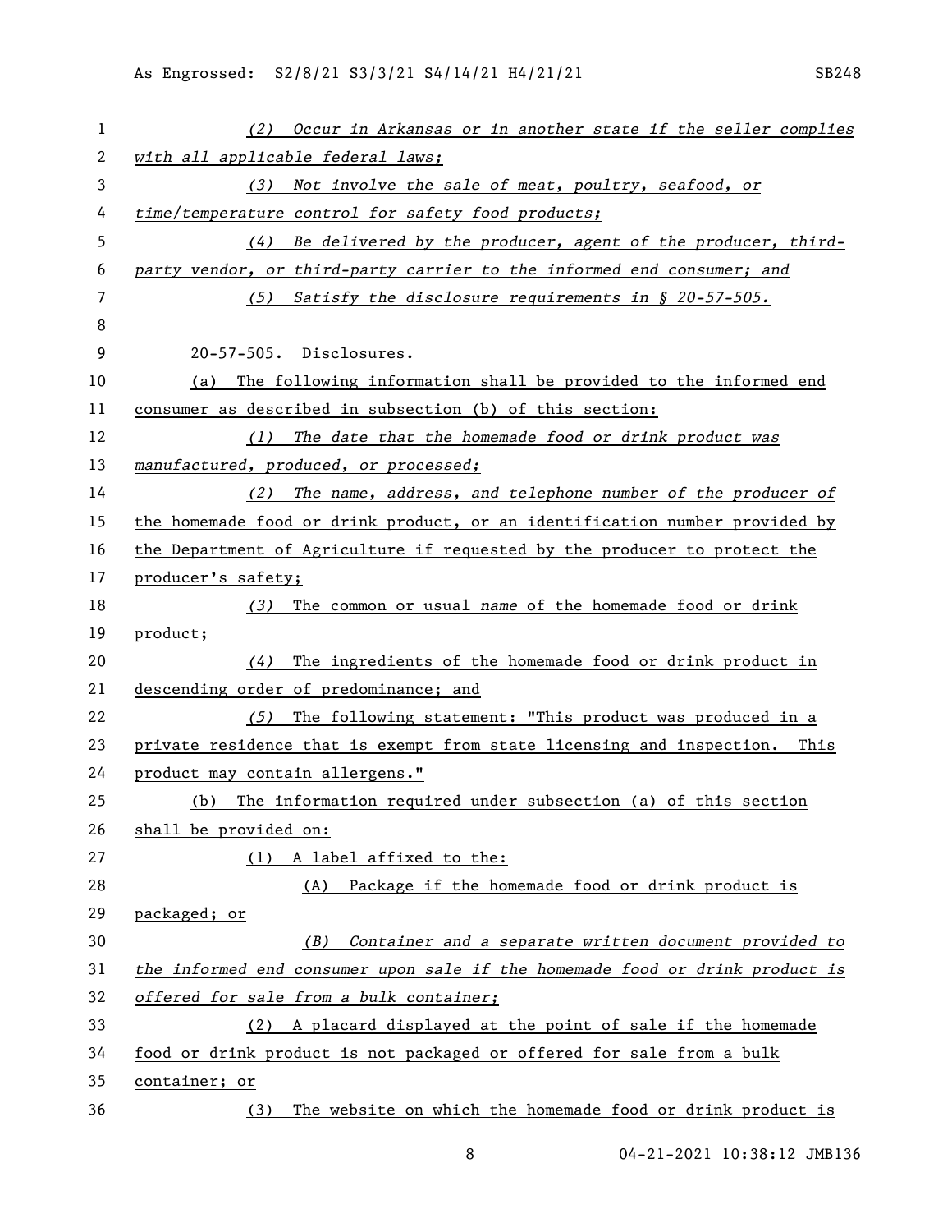*(2) Occur in Arkansas or in another state if the seller complies with all applicable federal laws;*

*(3) Not involve the sale of meat, poultry, seafood, or time/temperature control for safety food products;*

*(4) Be delivered by the producer, agent of the producer, third-party vendor, or third-party carrier to the informed end consumer; and*

*(5) Satisfy the disclosure requirements in § 20-57-505.*

20-57-505. Disclosures.

(a) The following information shall be provided to the informed end consumer as described in subsection (b) of this section:

*(1) The date that the homemade food or drink product was manufactured, produced, or processed;*

*(2)* The name, address, and telephone number of the producer of the homemade food or drink product, or an identification number provided by the Department of Agriculture if requested by the producer to protect the producer's safety;

*(3)* The common or usual *name* of the homemade food or drink product;

*(4)* The ingredients of the homemade food or drink product in descending order of predominance; and

*(5)* The following statement: "This product was produced in a private residence that is exempt from state licensing and inspection. This product may contain allergens."

(b) The information required under subsection (a) of this section shall be provided on:

(1) A label affixed to the:

(A) Package if the homemade food or drink product is packaged; or

*(B) Container and a separate written document provided to the informed end consumer upon sale if the homemade food or drink product is offered for sale from a bulk container;*

(2) A placard displayed at the point of sale if the homemade food or drink product is not packaged or offered for sale from a bulk container; or

(3) The website on which the homemade food or drink product is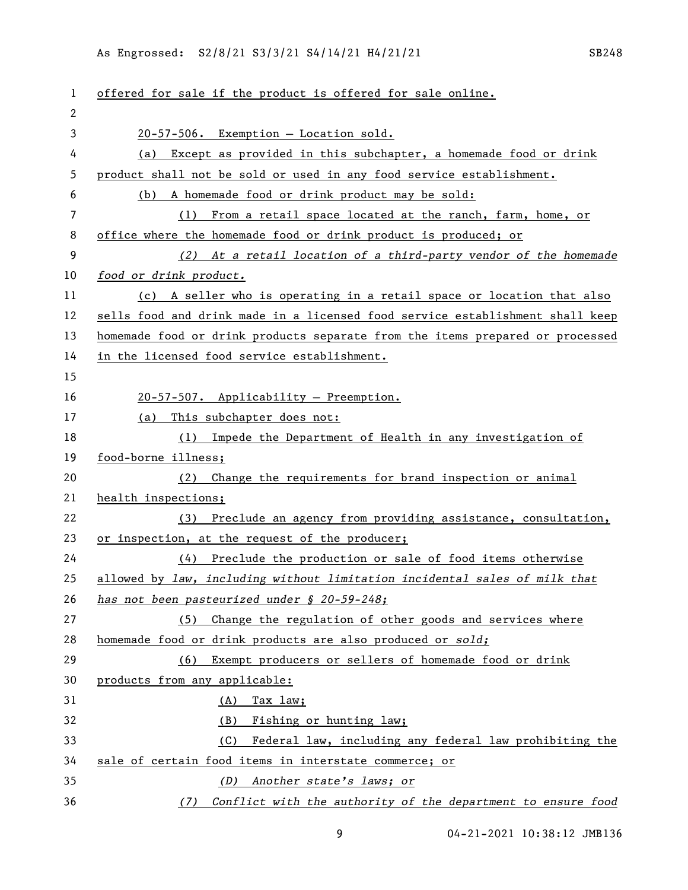offered for sale if the product is offered for sale online.

20-57-506. Exemption — Location sold.

(a) Except as provided in this subchapter, a homemade food or drink product shall not be sold or used in any food service establishment.

(b) A homemade food or drink product may be sold:

(1) From a retail space located at the ranch, farm, home, or office where the homemade food or drink product is produced; or

*(2) At a retail location of a third-party vendor of the homemade food or drink product.*

(c) A seller who is operating in a retail space or location that also sells food and drink made in a licensed food service establishment shall keep homemade food or drink products separate from the items prepared or processed in the licensed food service establishment.

20-57-507. Applicability — Preemption.

(a) This subchapter does not:

(1) Impede the Department of Health in any investigation of food-borne illness;

(2) Change the requirements for brand inspection or animal health inspections;

(3) Preclude an agency from providing assistance, consultation, or inspection, at the request of the producer;

(4) Preclude the production or sale of food items otherwise allowed by *law, including without limitation incidental sales of milk that has not been pasteurized under § 20-59-248;*

(5) Change the regulation of other goods and services where homemade food or drink products are also produced or *sold;*

(6) Exempt producers or sellers of homemade food or drink products from any applicable:

(A) Tax law;

(B) Fishing or hunting law;

(C) Federal law, including any federal law prohibiting the sale of certain food items in interstate commerce; or

*(D) Another state's laws; or*

*(7) Conflict with the authority of the department to ensure food*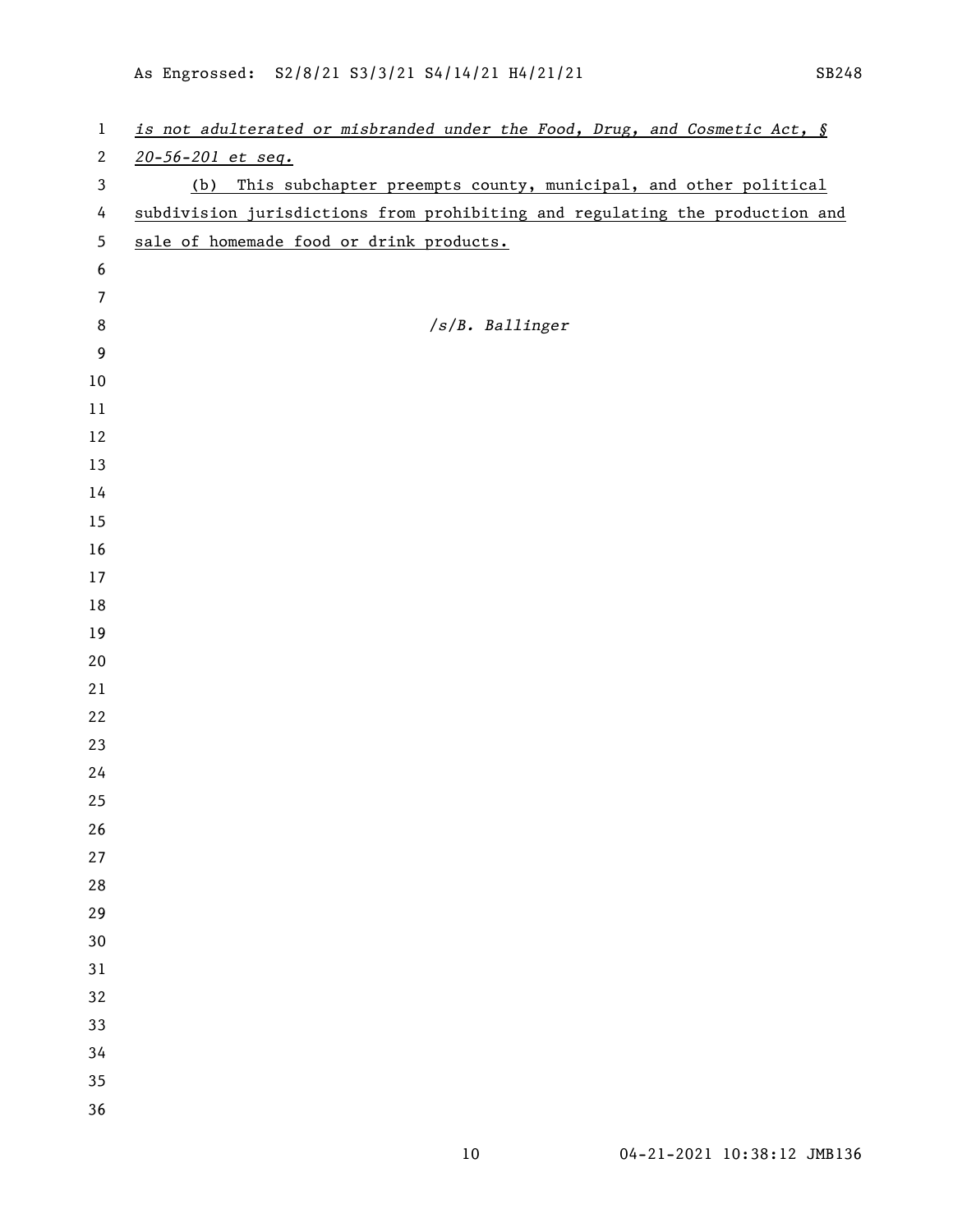*is not adulterated or misbranded under the Food, Drug, and Cosmetic Act, § 20-56-201 et seq.*

(b) This subchapter preempts county, municipal, and other political subdivision jurisdictions from prohibiting and regulating the production and sale of homemade food or drink products.

*/s/B. Ballinger*